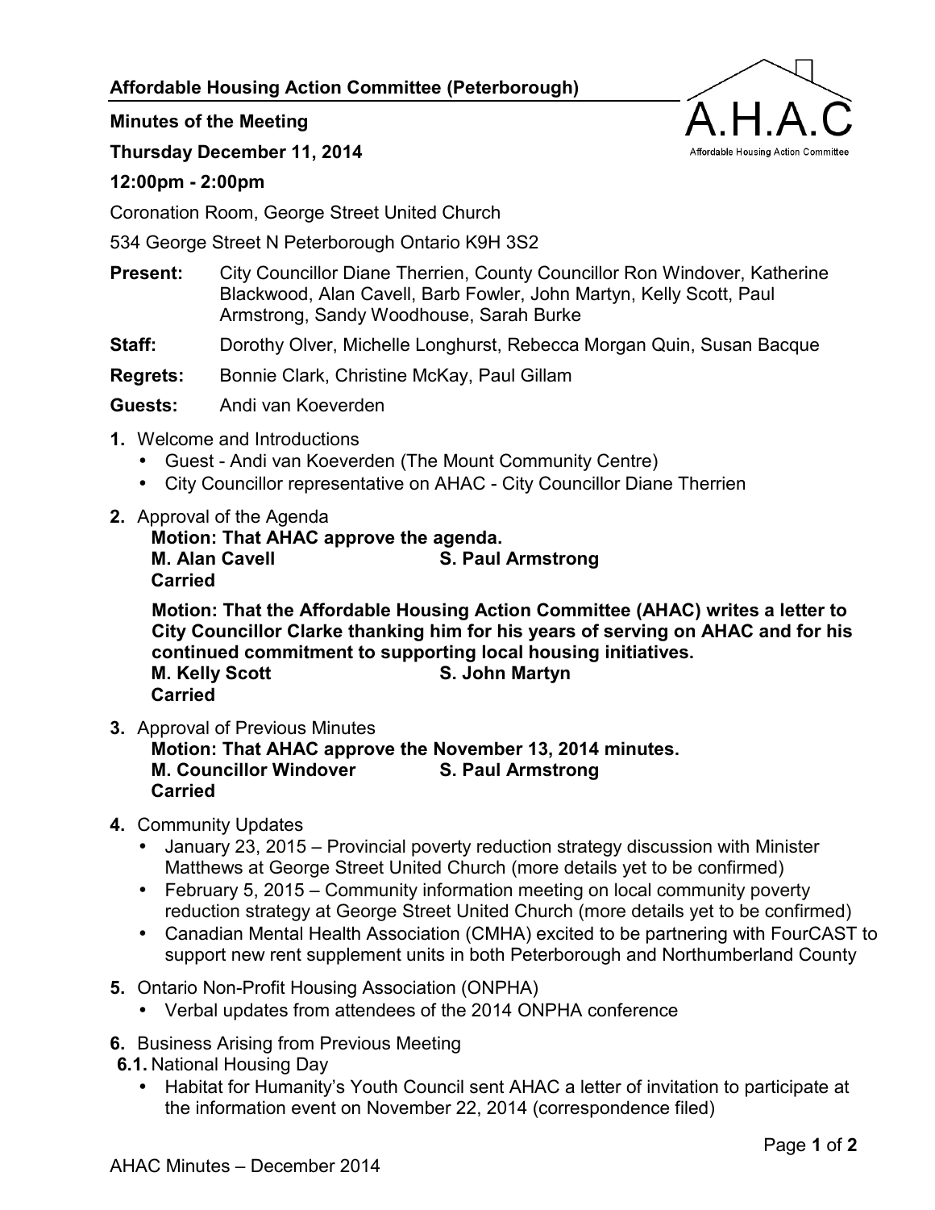**Affordable Housing Action Committee (Peterborough)**

**Minutes of the Meeting**

**Thursday December 11, 2014**

**12:00pm - 2:00pm**

Coronation Room, George Street United Church

534 George Street N Peterborough Ontario K9H 3S2

**Present:** City Councillor Diane Therrien, County Councillor Ron Windover, Katherine Blackwood, Alan Cavell, Barb Fowler, John Martyn, Kelly Scott, Paul Armstrong, Sandy Woodhouse, Sarah Burke

**Staff:** Dorothy Olver, Michelle Longhurst, Rebecca Morgan Quin, Susan Bacque

**Regrets:** Bonnie Clark, Christine McKay, Paul Gillam

**Guests:** Andi van Koeverden

**1.** Welcome and Introductions
- Guest - Andi van Koeverden (The Mount Community Centre)
- City Councillor representative on AHAC - City Councillor Diane Therrien

**2.** Approval of the Agenda

**Motion: That AHAC approve the agenda.**
**M. Alan Cavell S. Paul Armstrong**
**Carried**

**Motion: That the Affordable Housing Action Committee (AHAC) writes a letter to City Councillor Clarke thanking him for his years of serving on AHAC and for his continued commitment to supporting local housing initiatives.**
**M. Kelly Scott S. John Martyn**
**Carried**

**3.** Approval of Previous Minutes

**Motion: That AHAC approve the November 13, 2014 minutes.**
**M. Councillor Windover S. Paul Armstrong**
**Carried**

**4.** Community Updates
- January 23, 2015 – Provincial poverty reduction strategy discussion with Minister Matthews at George Street United Church (more details yet to be confirmed)
- February 5, 2015 – Community information meeting on local community poverty reduction strategy at George Street United Church (more details yet to be confirmed)
- Canadian Mental Health Association (CMHA) excited to be partnering with FourCAST to support new rent supplement units in both Peterborough and Northumberland County

**5.** Ontario Non-Profit Housing Association (ONPHA)
- Verbal updates from attendees of the 2014 ONPHA conference

**6.** Business Arising from Previous Meeting

**6.1.** National Housing Day
- Habitat for Humanity's Youth Council sent AHAC a letter of invitation to participate at the information event on November 22, 2014 (correspondence filed)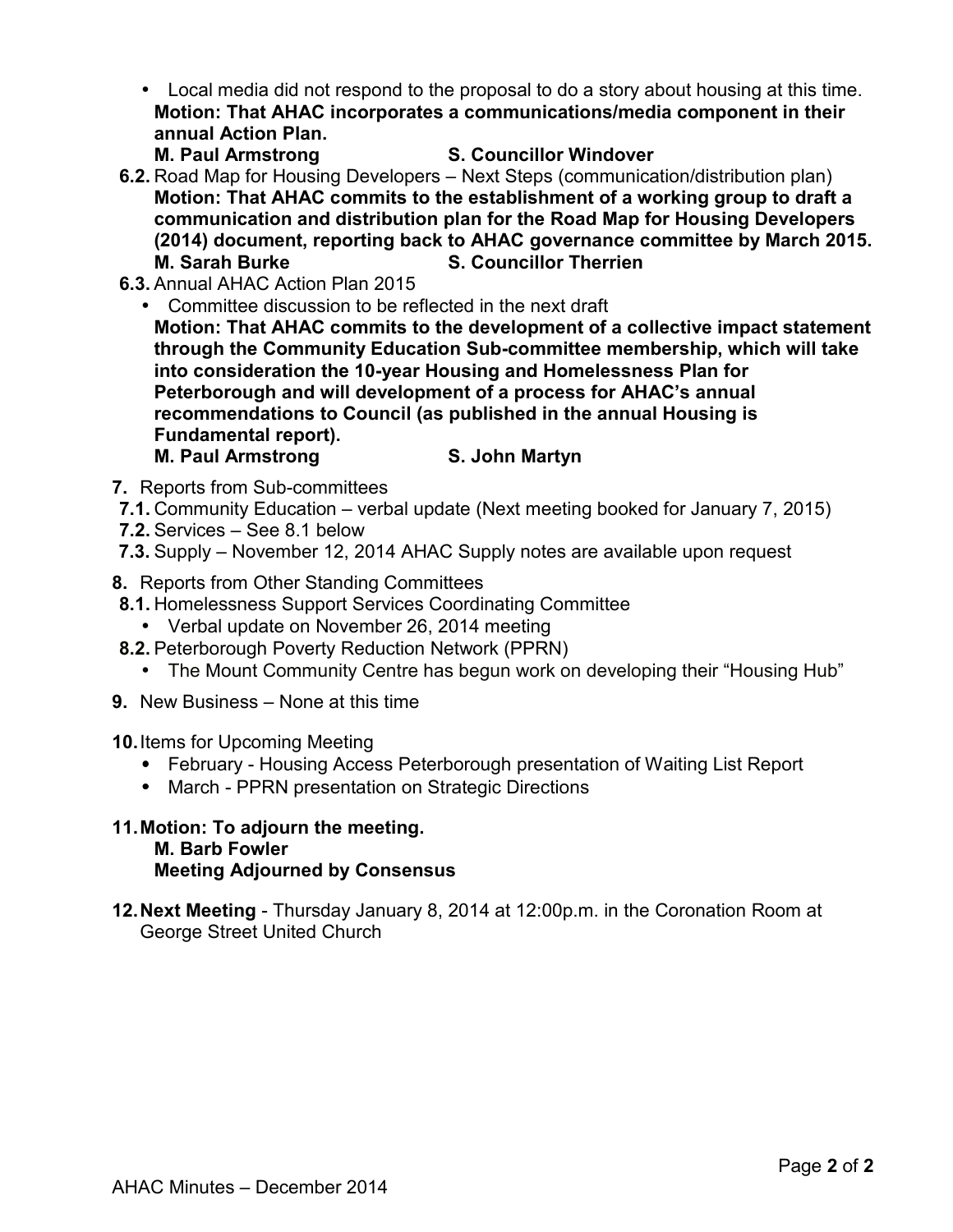- Local media did not respond to the proposal to do a story about housing at this time.

**Motion: That AHAC incorporates a communications/media component in their annual Action Plan.**
**M. Paul Armstrong S. Councillor Windover**

**6.2.** Road Map for Housing Developers – Next Steps (communication/distribution plan)
**Motion: That AHAC commits to the establishment of a working group to draft a communication and distribution plan for the Road Map for Housing Developers (2014) document, reporting back to AHAC governance committee by March 2015.**
**M. Sarah Burke S. Councillor Therrien**

**6.3.** Annual AHAC Action Plan 2015

- Committee discussion to be reflected in the next draft

**Motion: That AHAC commits to the development of a collective impact statement through the Community Education Sub-committee membership, which will take into consideration the 10-year Housing and Homelessness Plan for Peterborough and will development of a process for AHAC's annual recommendations to Council (as published in the annual Housing is Fundamental report).**
**M. Paul Armstrong S. John Martyn**

**7.** Reports from Sub-committees

**7.1.** Community Education – verbal update (Next meeting booked for January 7, 2015)

**7.2.** Services – See 8.1 below

**7.3.** Supply – November 12, 2014 AHAC Supply notes are available upon request

**8.** Reports from Other Standing Committees

**8.1.** Homelessness Support Services Coordinating Committee

- Verbal update on November 26, 2014 meeting

**8.2.** Peterborough Poverty Reduction Network (PPRN)

- The Mount Community Centre has begun work on developing their "Housing Hub"

**9.** New Business – None at this time

**10.** Items for Upcoming Meeting

- February - Housing Access Peterborough presentation of Waiting List Report
- March - PPRN presentation on Strategic Directions

**11. Motion: To adjourn the meeting.**
**M. Barb Fowler**
**Meeting Adjourned by Consensus**

**12. Next Meeting** - Thursday January 8, 2014 at 12:00p.m. in the Coronation Room at George Street United Church